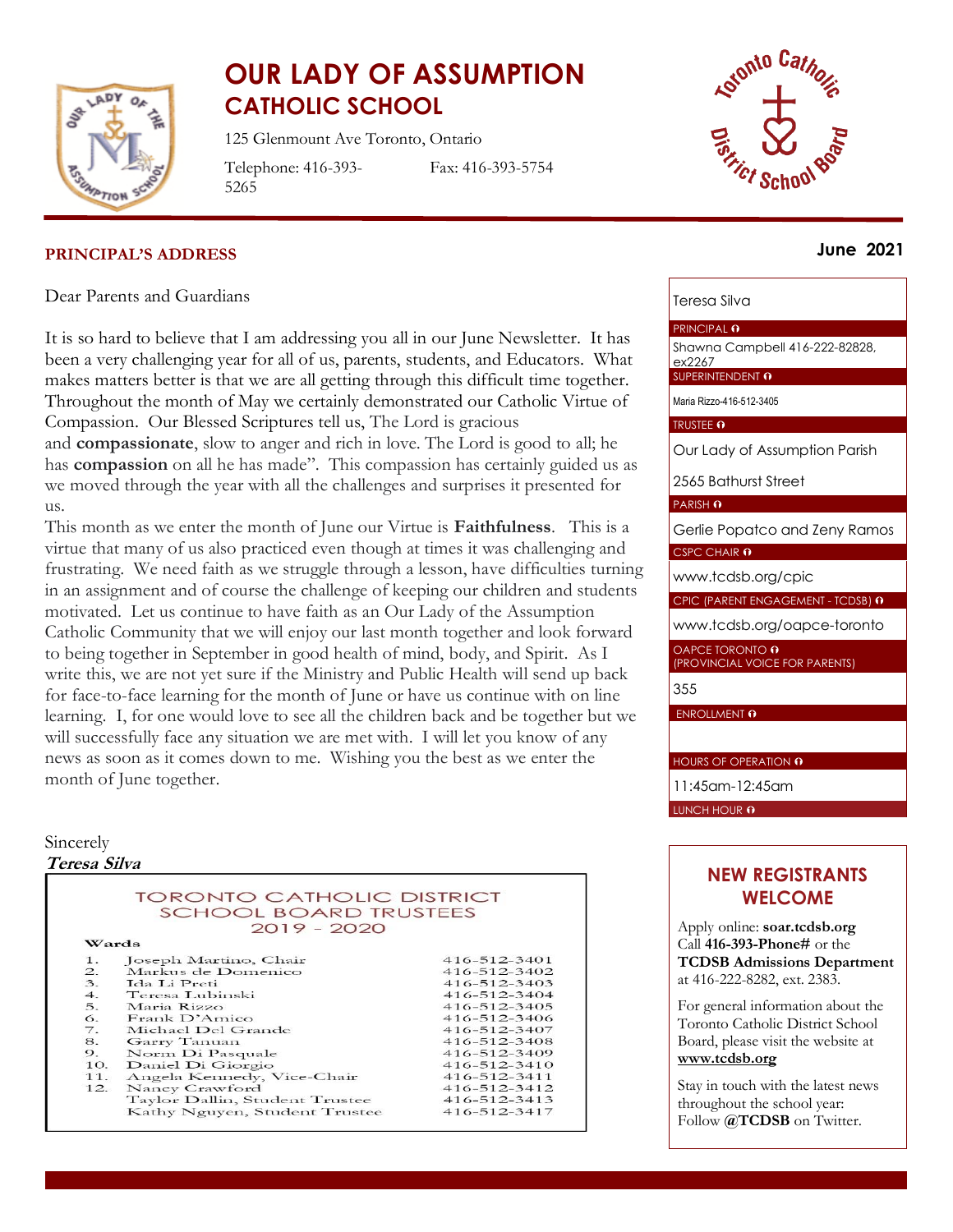# OUR LADY OF ASSUMPTION CATHOLIC SCHOOL

125 Glenmount Ave Toronto, Ontario

Telephone: 416-393-5265    Fax: 416-393-5754

**June 2021**

## PRINCIPAL'S ADDRESS

Dear Parents and Guardians

It is so hard to believe that I am addressing you all in our June Newsletter. It has been a very challenging year for all of us, parents, students, and Educators. What makes matters better is that we are all getting through this difficult time together. Throughout the month of May we certainly demonstrated our Catholic Virtue of Compassion. Our Blessed Scriptures tell us, The Lord is gracious and **compassionate**, slow to anger and rich in love. The Lord is good to all; he has **compassion** on all he has made". This compassion has certainly guided us as we moved through the year with all the challenges and surprises it presented for us.

This month as we enter the month of June our Virtue is **Faithfulness**. This is a virtue that many of us also practiced even though at times it was challenging and frustrating. We need faith as we struggle through a lesson, have difficulties turning in an assignment and of course the challenge of keeping our children and students motivated. Let us continue to have faith as an Our Lady of the Assumption Catholic Community that we will enjoy our last month together and look forward to being together in September in good health of mind, body, and Spirit. As I write this, we are not yet sure if the Ministry and Public Health will send up back for face-to-face learning for the month of June or have us continue with on line learning. I, for one would love to see all the children back and be together but we will successfully face any situation we are met with. I will let you know of any news as soon as it comes down to me. Wishing you the best as we enter the month of June together.

Sincerely

***Teresa Silva***

### TORONTO CATHOLIC DISTRICT SCHOOL BOARD TRUSTEES 2019 - 2020

| Wards | | |
|---|---|---|
| 1. | Joseph Martino, Chair | 416-512-3401 |
| 2. | Markus de Domenico | 416-512-3402 |
| 3. | Ida Li Preti | 416-512-3403 |
| 4. | Teresa Lubinski | 416-512-3404 |
| 5. | Maria Rizzo | 416-512-3405 |
| 6. | Frank D'Amico | 416-512-3406 |
| 7. | Michael Del Grande | 416-512-3407 |
| 8. | Garry Tanuan | 416-512-3408 |
| 9. | Norm Di Pasquale | 416-512-3409 |
| 10. | Daniel Di Giorgio | 416-512-3410 |
| 11. | Angela Kennedy, Vice-Chair | 416-512-3411 |
| 12. | Nancy Crawford | 416-512-3412 |
| | Taylor Dallin, Student Trustee | 416-512-3413 |
| | Kathy Nguyen, Student Trustee | 416-512-3417 |

Teresa Silva

PRINCIPAL

Shawna Campbell 416-222-82828, ex2267

SUPERINTENDENT

Maria Rizzo-416-512-3405

TRUSTEE

Our Lady of Assumption Parish

2565 Bathurst Street

PARISH

Gerlie Popatco and Zeny Ramos

CSPC CHAIR

www.tcdsb.org/cpic

CPIC (PARENT ENGAGEMENT - TCDSB)

www.tcdsb.org/oapce-toronto

OAPCE TORONTO (PROVINCIAL VOICE FOR PARENTS)

355

ENROLLMENT

HOURS OF OPERATION

11:45am-12:45am

LUNCH HOUR

## NEW REGISTRANTS WELCOME

Apply online: **soar.tcdsb.org**
Call **416-393-Phone#** or the **TCDSB Admissions Department** at 416-222-8282, ext. 2383.

For general information about the Toronto Catholic District School Board, please visit the website at **www.tcdsb.org**

Stay in touch with the latest news throughout the school year: Follow **@TCDSB** on Twitter.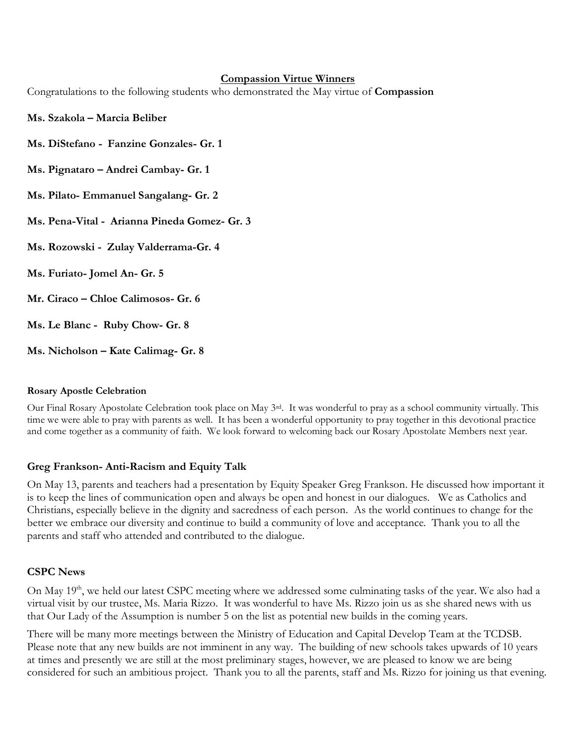## Compassion Virtue Winners

Congratulations to the following students who demonstrated the May virtue of **Compassion**

**Ms. Szakola – Marcia Beliber**

**Ms. DiStefano - Fanzine Gonzales- Gr. 1**

**Ms. Pignataro – Andrei Cambay- Gr. 1**

**Ms. Pilato- Emmanuel Sangalang- Gr. 2**

**Ms. Pena-Vital - Arianna Pineda Gomez- Gr. 3**

**Ms. Rozowski - Zulay Valderrama-Gr. 4**

**Ms. Furiato- Jomel An- Gr. 5**

**Mr. Ciraco – Chloe Calimosos- Gr. 6**

**Ms. Le Blanc - Ruby Chow- Gr. 8**

**Ms. Nicholson – Kate Calimag- Gr. 8**

#### Rosary Apostle Celebration

Our Final Rosary Apostolate Celebration took place on May 3rd. It was wonderful to pray as a school community virtually. This time we were able to pray with parents as well. It has been a wonderful opportunity to pray together in this devotional practice and come together as a community of faith. We look forward to welcoming back our Rosary Apostolate Members next year.

### Greg Frankson- Anti-Racism and Equity Talk

On May 13, parents and teachers had a presentation by Equity Speaker Greg Frankson. He discussed how important it is to keep the lines of communication open and always be open and honest in our dialogues. We as Catholics and Christians, especially believe in the dignity and sacredness of each person. As the world continues to change for the better we embrace our diversity and continue to build a community of love and acceptance. Thank you to all the parents and staff who attended and contributed to the dialogue.

### CSPC News

On May 19th, we held our latest CSPC meeting where we addressed some culminating tasks of the year. We also had a virtual visit by our trustee, Ms. Maria Rizzo. It was wonderful to have Ms. Rizzo join us as she shared news with us that Our Lady of the Assumption is number 5 on the list as potential new builds in the coming years.

There will be many more meetings between the Ministry of Education and Capital Develop Team at the TCDSB. Please note that any new builds are not imminent in any way. The building of new schools takes upwards of 10 years at times and presently we are still at the most preliminary stages, however, we are pleased to know we are being considered for such an ambitious project. Thank you to all the parents, staff and Ms. Rizzo for joining us that evening.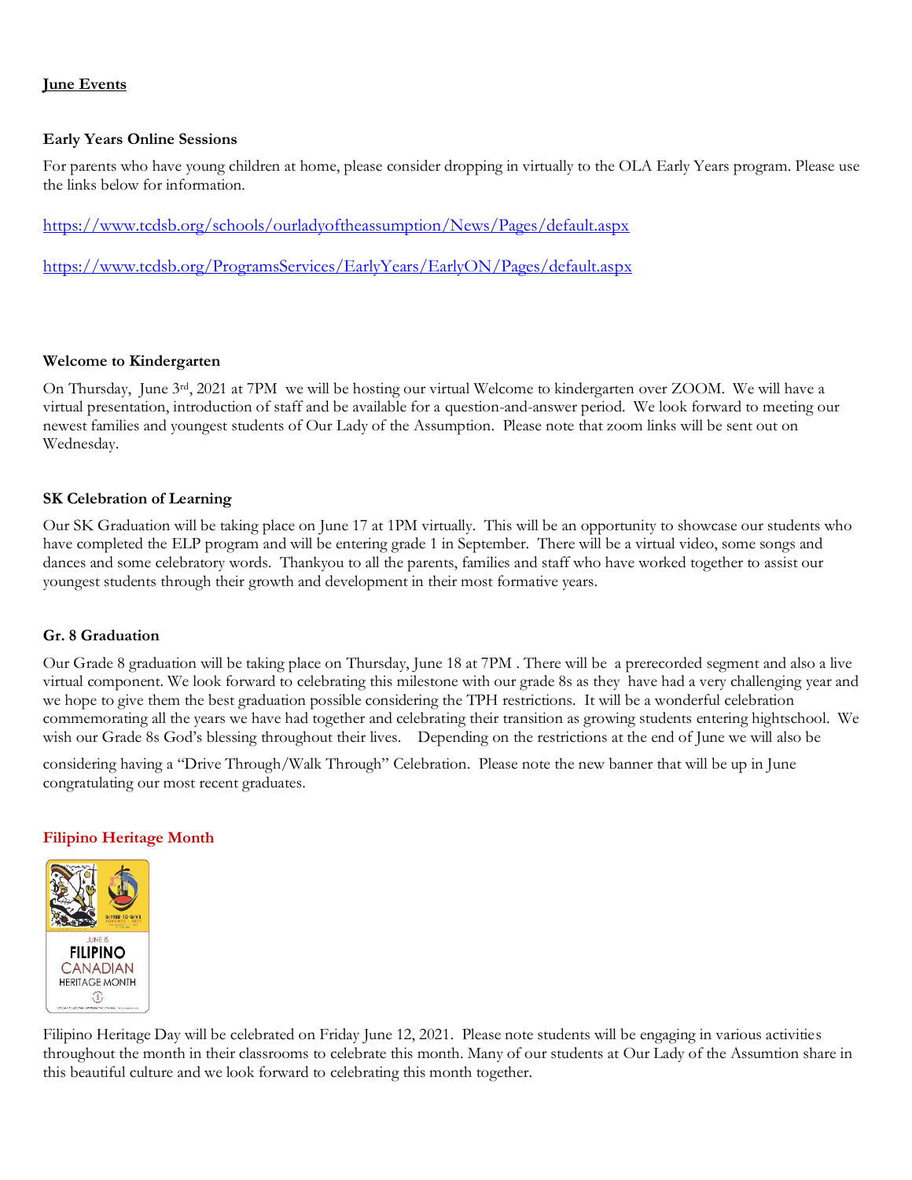## June Events

### Early Years Online Sessions

For parents who have young children at home, please consider dropping in virtually to the OLA Early Years program. Please use the links below for information.

https://www.tcdsb.org/schools/ourladyoftheassumption/News/Pages/default.aspx

https://www.tcdsb.org/ProgramsServices/EarlyYears/EarlyON/Pages/default.aspx

### Welcome to Kindergarten

On Thursday, June 3rd, 2021 at 7PM we will be hosting our virtual Welcome to kindergarten over ZOOM. We will have a virtual presentation, introduction of staff and be available for a question-and-answer period. We look forward to meeting our newest families and youngest students of Our Lady of the Assumption. Please note that zoom links will be sent out on Wednesday.

### SK Celebration of Learning

Our SK Graduation will be taking place on June 17 at 1PM virtually. This will be an opportunity to showcase our students who have completed the ELP program and will be entering grade 1 in September. There will be a virtual video, some songs and dances and some celebratory words. Thankyou to all the parents, families and staff who have worked together to assist our youngest students through their growth and development in their most formative years.

### Gr. 8 Graduation

Our Grade 8 graduation will be taking place on Thursday, June 18 at 7PM . There will be a prerecorded segment and also a live virtual component. We look forward to celebrating this milestone with our grade 8s as they have had a very challenging year and we hope to give them the best graduation possible considering the TPH restrictions. It will be a wonderful celebration commemorating all the years we have had together and celebrating their transition as growing students entering hightschool. We wish our Grade 8s God's blessing throughout their lives. Depending on the restrictions at the end of June we will also be considering having a "Drive Through/Walk Through" Celebration. Please note the new banner that will be up in June congratulating our most recent graduates.

### Filipino Heritage Month

Filipino Heritage Day will be celebrated on Friday June 12, 2021. Please note students will be engaging in various activities throughout the month in their classrooms to celebrate this month. Many of our students at Our Lady of the Assumtion share in this beautiful culture and we look forward to celebrating this month together.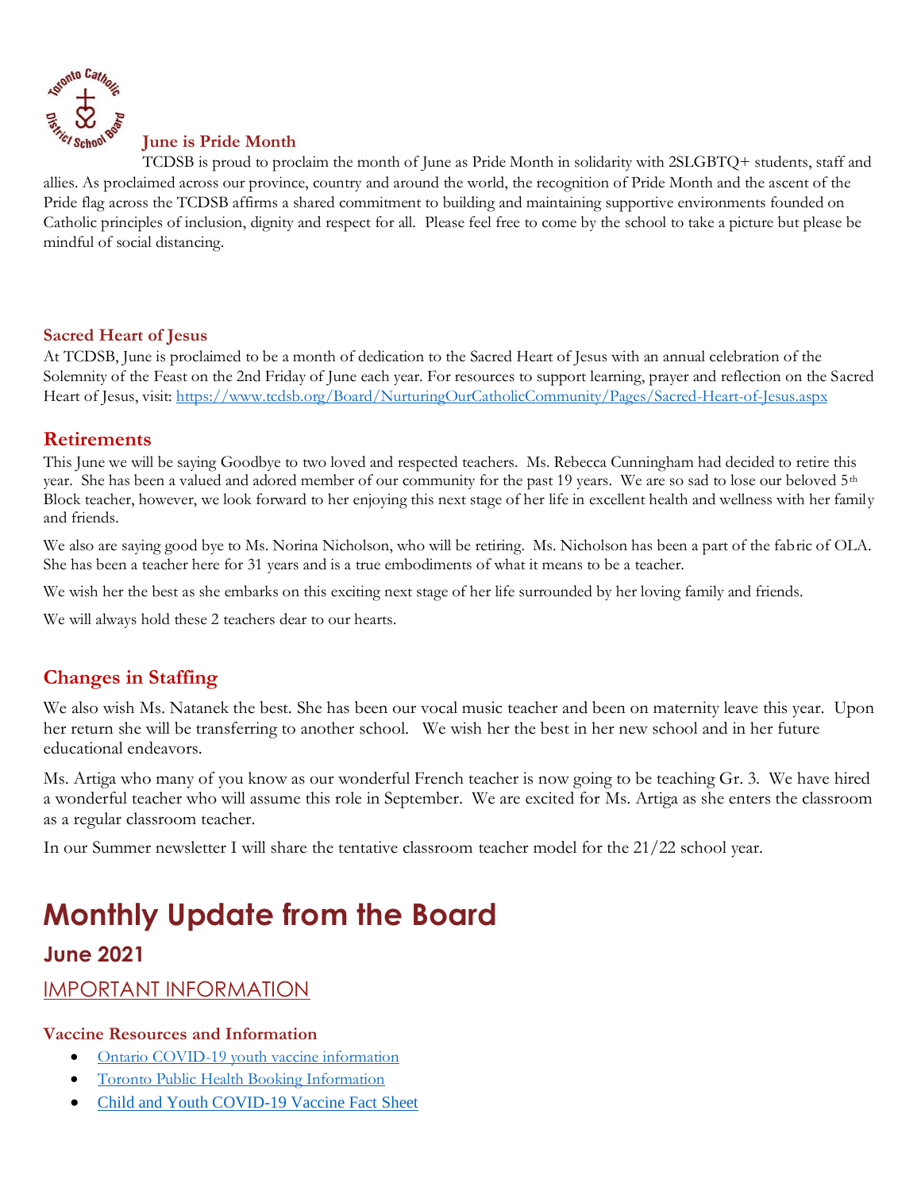### June is Pride Month

TCDSB is proud to proclaim the month of June as Pride Month in solidarity with 2SLGBTQ+ students, staff and allies. As proclaimed across our province, country and around the world, the recognition of Pride Month and the ascent of the Pride flag across the TCDSB affirms a shared commitment to building and maintaining supportive environments founded on Catholic principles of inclusion, dignity and respect for all. Please feel free to come by the school to take a picture but please be mindful of social distancing.

### Sacred Heart of Jesus

At TCDSB, June is proclaimed to be a month of dedication to the Sacred Heart of Jesus with an annual celebration of the Solemnity of the Feast on the 2nd Friday of June each year. For resources to support learning, prayer and reflection on the Sacred Heart of Jesus, visit: https://www.tcdsb.org/Board/NurturingOurCatholicCommunity/Pages/Sacred-Heart-of-Jesus.aspx

## Retirements

This June we will be saying Goodbye to two loved and respected teachers. Ms. Rebecca Cunningham had decided to retire this year. She has been a valued and adored member of our community for the past 19 years. We are so sad to lose our beloved 5th Block teacher, however, we look forward to her enjoying this next stage of her life in excellent health and wellness with her family and friends.

We also are saying good bye to Ms. Norina Nicholson, who will be retiring. Ms. Nicholson has been a part of the fabric of OLA. She has been a teacher here for 31 years and is a true embodiments of what it means to be a teacher.

We wish her the best as she embarks on this exciting next stage of her life surrounded by her loving family and friends.

We will always hold these 2 teachers dear to our hearts.

## Changes in Staffing

We also wish Ms. Natanek the best. She has been our vocal music teacher and been on maternity leave this year. Upon her return she will be transferring to another school. We wish her the best in her new school and in her future educational endeavors.

Ms. Artiga who many of you know as our wonderful French teacher is now going to be teaching Gr. 3. We have hired a wonderful teacher who will assume this role in September. We are excited for Ms. Artiga as she enters the classroom as a regular classroom teacher.

In our Summer newsletter I will share the tentative classroom teacher model for the 21/22 school year.

# Monthly Update from the Board

## June 2021

## IMPORTANT INFORMATION

### Vaccine Resources and Information

- Ontario COVID-19 youth vaccine information
- Toronto Public Health Booking Information
- Child and Youth COVID-19 Vaccine Fact Sheet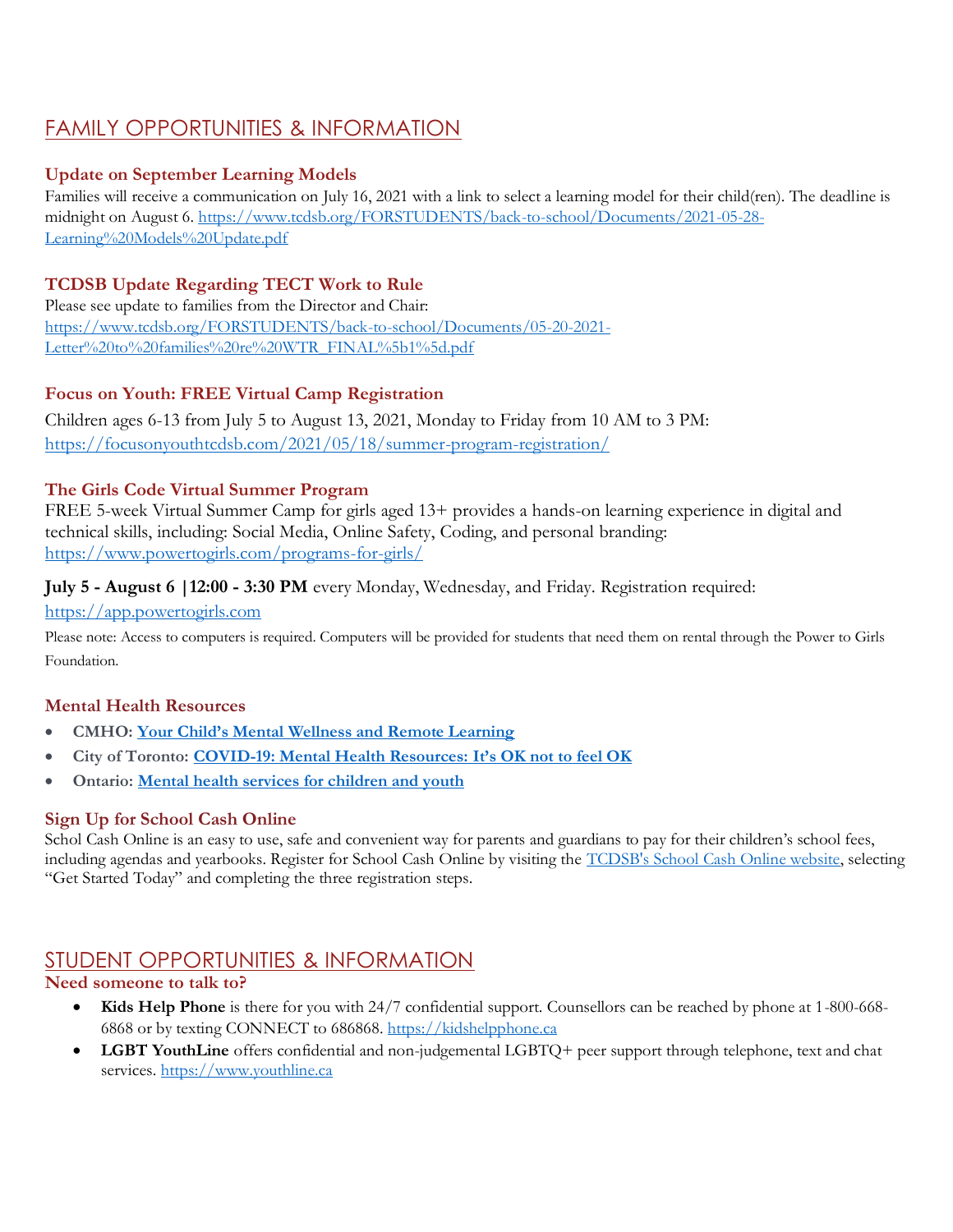## FAMILY OPPORTUNITIES & INFORMATION

### Update on September Learning Models

Families will receive a communication on July 16, 2021 with a link to select a learning model for their child(ren). The deadline is midnight on August 6. https://www.tcdsb.org/FORSTUDENTS/back-to-school/Documents/2021-05-28-Learning%20Models%20Update.pdf

### TCDSB Update Regarding TECT Work to Rule

Please see update to families from the Director and Chair:
https://www.tcdsb.org/FORSTUDENTS/back-to-school/Documents/05-20-2021-Letter%20to%20families%20re%20WTR_FINAL%5b1%5d.pdf

### Focus on Youth: FREE Virtual Camp Registration

Children ages 6-13 from July 5 to August 13, 2021, Monday to Friday from 10 AM to 3 PM:
https://focusonyouthtcdsb.com/2021/05/18/summer-program-registration/

### The Girls Code Virtual Summer Program

FREE 5-week Virtual Summer Camp for girls aged 13+ provides a hands-on learning experience in digital and technical skills, including: Social Media, Online Safety, Coding, and personal branding:
https://www.powertogirls.com/programs-for-girls/

**July 5 - August 6 |12:00 - 3:30 PM** every Monday, Wednesday, and Friday. Registration required:
https://app.powertogirls.com

Please note: Access to computers is required. Computers will be provided for students that need them on rental through the Power to Girls Foundation.

### Mental Health Resources

- **CMHO: Your Child's Mental Wellness and Remote Learning**
- **City of Toronto: COVID-19: Mental Health Resources: It's OK not to feel OK**
- **Ontario: Mental health services for children and youth**

### Sign Up for School Cash Online

Schol Cash Online is an easy to use, safe and convenient way for parents and guardians to pay for their children's school fees, including agendas and yearbooks. Register for School Cash Online by visiting the TCDSB's School Cash Online website, selecting "Get Started Today" and completing the three registration steps.

## STUDENT OPPORTUNITIES & INFORMATION

### Need someone to talk to?

- **Kids Help Phone** is there for you with 24/7 confidential support. Counsellors can be reached by phone at 1-800-668-6868 or by texting CONNECT to 686868. https://kidshelpphone.ca
- **LGBT YouthLine** offers confidential and non-judgemental LGBTQ+ peer support through telephone, text and chat services. https://www.youthline.ca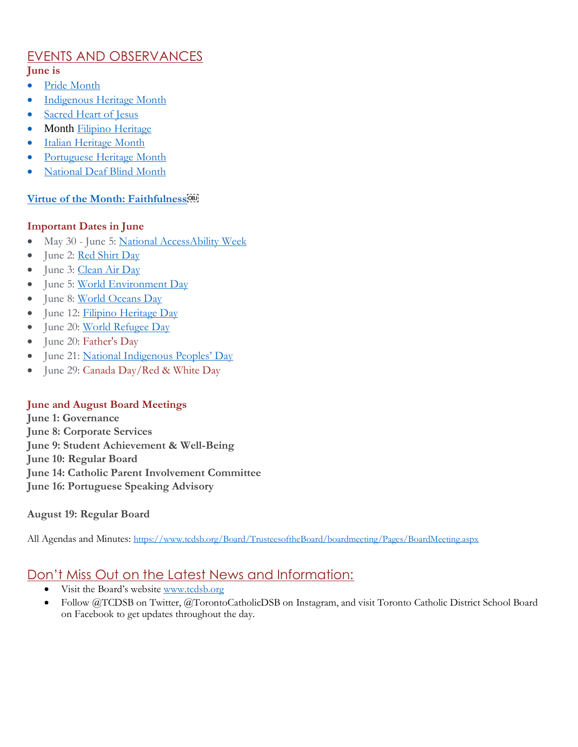## EVENTS AND OBSERVANCES

**June is**

- Pride Month
- Indigenous Heritage Month
- Sacred Heart of Jesus
- Month Filipino Heritage
- Italian Heritage Month
- Portuguese Heritage Month
- National Deaf Blind Month

**Virtue of the Month: Faithfulness**

**Important Dates in June**

- May 30 - June 5: National AccessAbility Week
- June 2: Red Shirt Day
- June 3: Clean Air Day
- June 5: World Environment Day
- June 8: World Oceans Day
- June 12: Filipino Heritage Day
- June 20: World Refugee Day
- June 20: Father's Day
- June 21: National Indigenous Peoples' Day
- June 29: Canada Day/Red & White Day

**June and August Board Meetings**

**June 1: Governance**
**June 8: Corporate Services**
**June 9: Student Achievement & Well-Being**
**June 10: Regular Board**
**June 14: Catholic Parent Involvement Committee**
**June 16: Portuguese Speaking Advisory**

**August 19: Regular Board**

All Agendas and Minutes: https://www.tcdsb.org/Board/TrusteesoftheBoard/boardmeeting/Pages/BoardMeeting.aspx

## Don't Miss Out on the Latest News and Information:

- Visit the Board's website www.tcdsb.org
- Follow @TCDSB on Twitter, @TorontoCatholicDSB on Instagram, and visit Toronto Catholic District School Board on Facebook to get updates throughout the day.